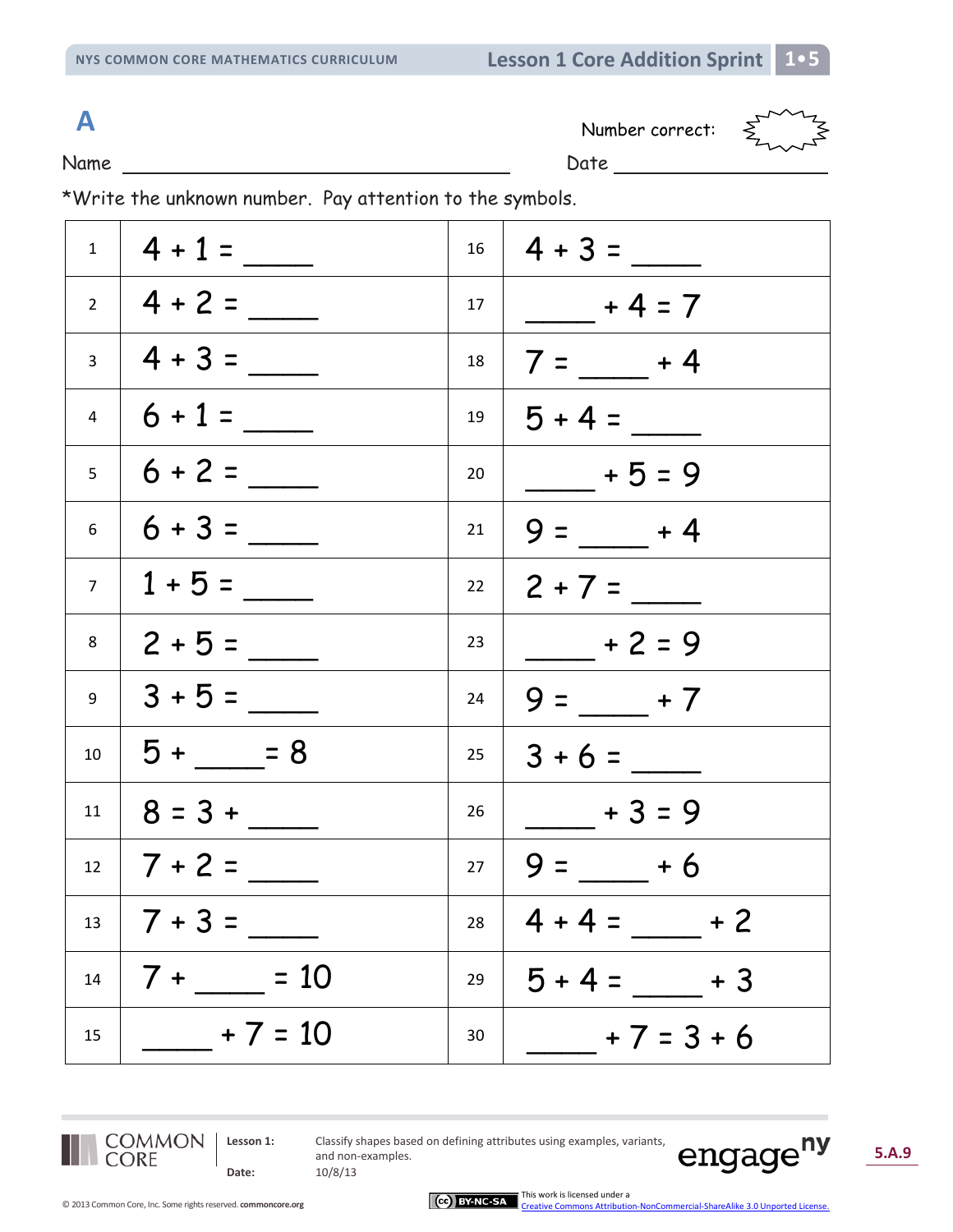# A

Number correct:

Name ______________________________ Date ____________________

*Write the unknown number. Pay attention to the symbols.

| | | | |
|---|---|---|---|
| 1 | $4 + 1 =$ _____ | 16 | $4 + 3 =$ _____ |
| 2 | $4 + 2 =$ _____ | 17 | _____ $+ 4 = 7$ |
| 3 | $4 + 3 =$ _____ | 18 | $7 =$ _____ $+ 4$ |
| 4 | $6 + 1 =$ _____ | 19 | $5 + 4 =$ _____ |
| 5 | $6 + 2 =$ _____ | 20 | _____ $+ 5 = 9$ |
| 6 | $6 + 3 =$ _____ | 21 | $9 =$ _____ $+ 4$ |
| 7 | $1 + 5 =$ _____ | 22 | $2 + 7 =$ _____ |
| 8 | $2 + 5 =$ _____ | 23 | _____ $+ 2 = 9$ |
| 9 | $3 + 5 =$ _____ | 24 | $9 =$ _____ $+ 7$ |
| 10 | $5 +$ _____ $= 8$ | 25 | $3 + 6 =$ _____ |
| 11 | $8 = 3 +$ _____ | 26 | _____ $+ 3 = 9$ |
| 12 | $7 + 2 =$ _____ | 27 | $9 =$ _____ $+ 6$ |
| 13 | $7 + 3 =$ _____ | 28 | $4 + 4 =$ _____ $+ 2$ |
| 14 | $7 +$ _____ $= 10$ | 29 | $5 + 4 =$ _____ $+ 3$ |
| 15 | _____ $+ 7 = 10$ | 30 | _____ $+ 7 = 3 + 6$ |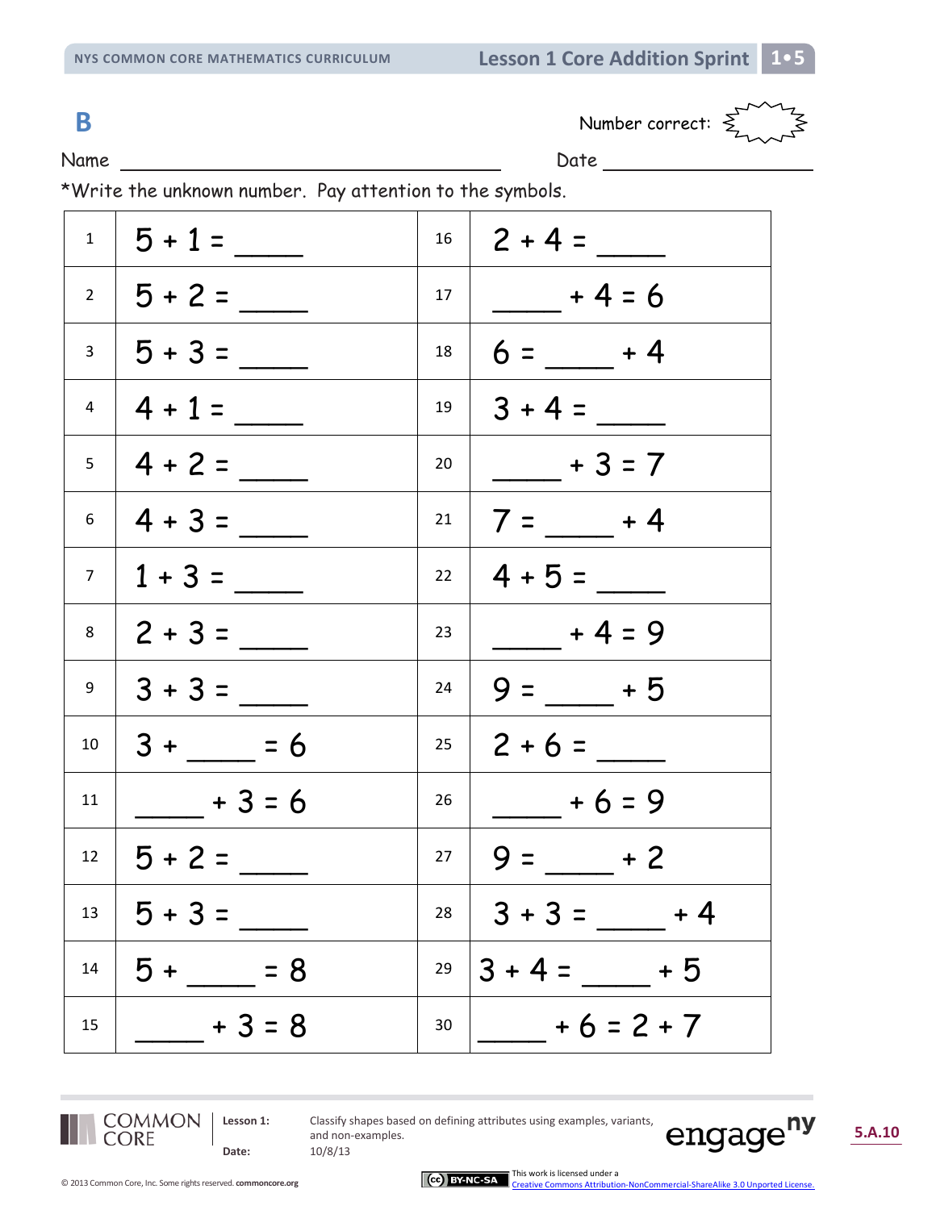# B

Number correct:

Name ______________________________ Date ____________________

*Write the unknown number. Pay attention to the symbols.

| | | | |
|---|---|---|---|
| 1 | $5 + 1 =$ ____ | 16 | $2 + 4 =$ ____ |
| 2 | $5 + 2 =$ ____ | 17 | ____ $+ 4 = 6$ |
| 3 | $5 + 3 =$ ____ | 18 | $6 =$ ____ $+ 4$ |
| 4 | $4 + 1 =$ ____ | 19 | $3 + 4 =$ ____ |
| 5 | $4 + 2 =$ ____ | 20 | ____ $+ 3 = 7$ |
| 6 | $4 + 3 =$ ____ | 21 | $7 =$ ____ $+ 4$ |
| 7 | $1 + 3 =$ ____ | 22 | $4 + 5 =$ ____ |
| 8 | $2 + 3 =$ ____ | 23 | ____ $+ 4 = 9$ |
| 9 | $3 + 3 =$ ____ | 24 | $9 =$ ____ $+ 5$ |
| 10 | $3 +$ ____ $= 6$ | 25 | $2 + 6 =$ ____ |
| 11 | ____ $+ 3 = 6$ | 26 | ____ $+ 6 = 9$ |
| 12 | $5 + 2 =$ ____ | 27 | $9 =$ ____ $+ 2$ |
| 13 | $5 + 3 =$ ____ | 28 | $3 + 3 =$ ____ $+ 4$ |
| 14 | $5 +$ ____ $= 8$ | 29 | $3 + 4 =$ ____ $+ 5$ |
| 15 | ____ $+ 3 = 8$ | 30 | ____ $+ 6 = 2 + 7$ |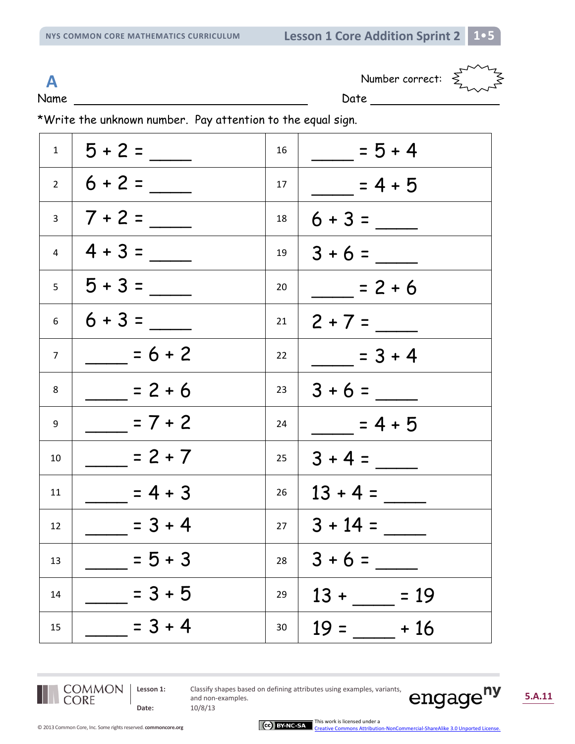**A**

Name ______________________________ Date ____________________

Number correct:

*Write the unknown number. Pay attention to the equal sign.

| | | | |
|---|---|---|---|
| 1 | $5 + 2 =$ ____ | 16 | ____ $= 5 + 4$ |
| 2 | $6 + 2 =$ ____ | 17 | ____ $= 4 + 5$ |
| 3 | $7 + 2 =$ ____ | 18 | $6 + 3 =$ ____ |
| 4 | $4 + 3 =$ ____ | 19 | $3 + 6 =$ ____ |
| 5 | $5 + 3 =$ ____ | 20 | ____ $= 2 + 6$ |
| 6 | $6 + 3 =$ ____ | 21 | $2 + 7 =$ ____ |
| 7 | ____ $= 6 + 2$ | 22 | ____ $= 3 + 4$ |
| 8 | ____ $= 2 + 6$ | 23 | $3 + 6 =$ ____ |
| 9 | ____ $= 7 + 2$ | 24 | ____ $= 4 + 5$ |
| 10 | ____ $= 2 + 7$ | 25 | $3 + 4 =$ ____ |
| 11 | ____ $= 4 + 3$ | 26 | $13 + 4 =$ ____ |
| 12 | ____ $= 3 + 4$ | 27 | $3 + 14 =$ ____ |
| 13 | ____ $= 5 + 3$ | 28 | $3 + 6 =$ ____ |
| 14 | ____ $= 3 + 5$ | 29 | $13 +$ ____ $= 19$ |
| 15 | ____ $= 3 + 4$ | 30 | $19 =$ ____ $+ 16$ |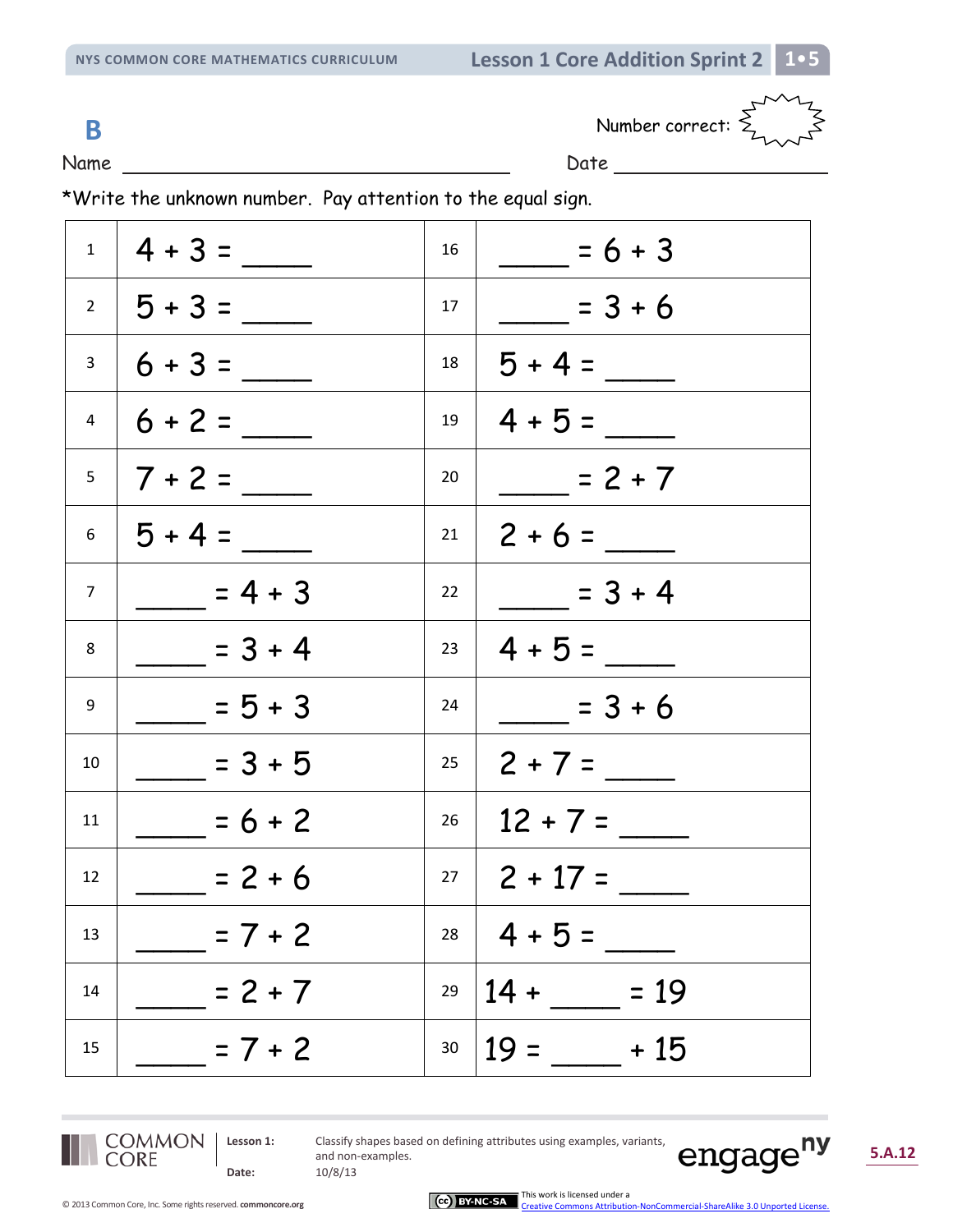# B

Name ____________________ Date ____________ Number correct:

*Write the unknown number. Pay attention to the equal sign.

| | | | |
|---|---|---|---|
| 1 | 4 + 3 = ____ | 16 | ____ = 6 + 3 |
| 2 | 5 + 3 = ____ | 17 | ____ = 3 + 6 |
| 3 | 6 + 3 = ____ | 18 | 5 + 4 = ____ |
| 4 | 6 + 2 = ____ | 19 | 4 + 5 = ____ |
| 5 | 7 + 2 = ____ | 20 | ____ = 2 + 7 |
| 6 | 5 + 4 = ____ | 21 | 2 + 6 = ____ |
| 7 | ____ = 4 + 3 | 22 | ____ = 3 + 4 |
| 8 | ____ = 3 + 4 | 23 | 4 + 5 = ____ |
| 9 | ____ = 5 + 3 | 24 | ____ = 3 + 6 |
| 10 | ____ = 3 + 5 | 25 | 2 + 7 = ____ |
| 11 | ____ = 6 + 2 | 26 | 12 + 7 = ____ |
| 12 | ____ = 2 + 6 | 27 | 2 + 17 = ____ |
| 13 | ____ = 7 + 2 | 28 | 4 + 5 = ____ |
| 14 | ____ = 2 + 7 | 29 | 14 + ____ = 19 |
| 15 | ____ = 7 + 2 | 30 | 19 = ____ + 15 |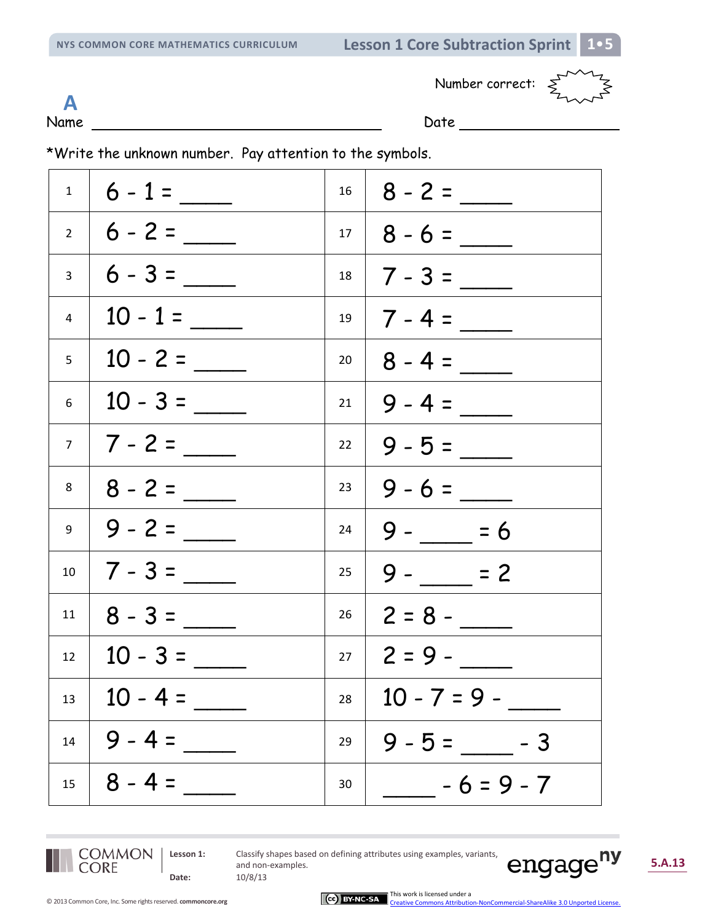**A**

Number correct: 

Name ______________________ Date ______________

*Write the unknown number. Pay attention to the symbols.

| | | | |
|---|---|---|---|
| 1 | 6 - 1 = ____ | 16 | 8 - 2 = ____ |
| 2 | 6 - 2 = ____ | 17 | 8 - 6 = ____ |
| 3 | 6 - 3 = ____ | 18 | 7 - 3 = ____ |
| 4 | 10 - 1 = ____ | 19 | 7 - 4 = ____ |
| 5 | 10 - 2 = ____ | 20 | 8 - 4 = ____ |
| 6 | 10 - 3 = ____ | 21 | 9 - 4 = ____ |
| 7 | 7 - 2 = ____ | 22 | 9 - 5 = ____ |
| 8 | 8 - 2 = ____ | 23 | 9 - 6 = ____ |
| 9 | 9 - 2 = ____ | 24 | 9 - ____ = 6 |
| 10 | 7 - 3 = ____ | 25 | 9 - ____ = 2 |
| 11 | 8 - 3 = ____ | 26 | 2 = 8 - ____ |
| 12 | 10 - 3 = ____ | 27 | 2 = 9 - ____ |
| 13 | 10 - 4 = ____ | 28 | 10 - 7 = 9 - ____ |
| 14 | 9 - 4 = ____ | 29 | 9 - 5 = ____ - 3 |
| 15 | 8 - 4 = ____ | 30 | ____ - 6 = 9 - 7 |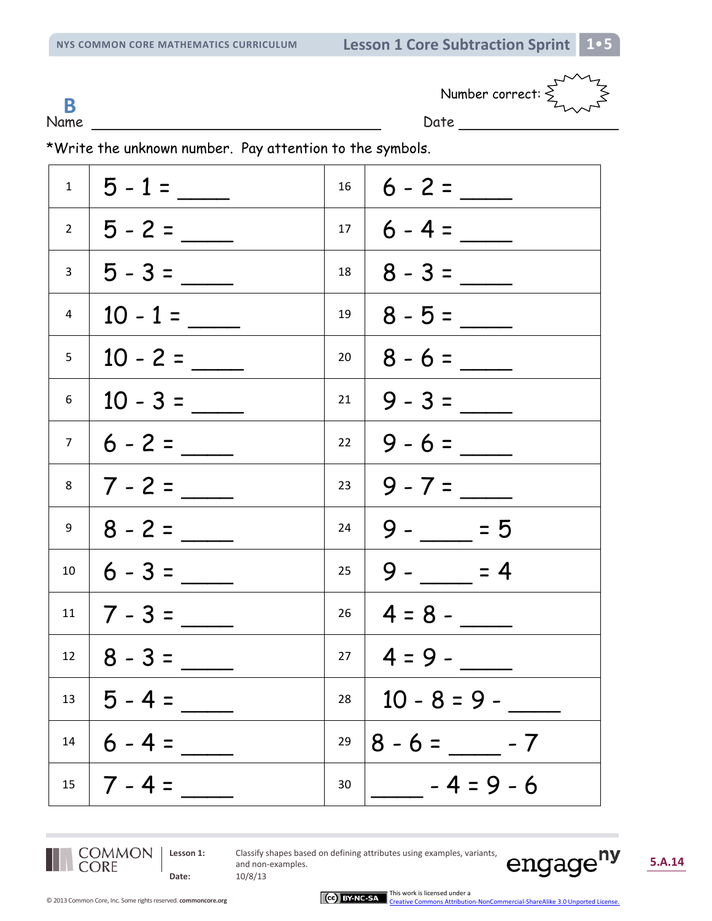**B**

Number correct:

Name ____________________ Date ____________

*Write the unknown number. Pay attention to the symbols.

| | | | |
|---|---|---|---|
| 1 | 5 - 1 = ____ | 16 | 6 - 2 = ____ |
| 2 | 5 - 2 = ____ | 17 | 6 - 4 = ____ |
| 3 | 5 - 3 = ____ | 18 | 8 - 3 = ____ |
| 4 | 10 - 1 = ____ | 19 | 8 - 5 = ____ |
| 5 | 10 - 2 = ____ | 20 | 8 - 6 = ____ |
| 6 | 10 - 3 = ____ | 21 | 9 - 3 = ____ |
| 7 | 6 - 2 = ____ | 22 | 9 - 6 = ____ |
| 8 | 7 - 2 = ____ | 23 | 9 - 7 = ____ |
| 9 | 8 - 2 = ____ | 24 | 9 - ____ = 5 |
| 10 | 6 - 3 = ____ | 25 | 9 - ____ = 4 |
| 11 | 7 - 3 = ____ | 26 | 4 = 8 - ____ |
| 12 | 8 - 3 = ____ | 27 | 4 = 9 - ____ |
| 13 | 5 - 4 = ____ | 28 | 10 - 8 = 9 - ____ |
| 14 | 6 - 4 = ____ | 29 | 8 - 6 = ____ - 7 |
| 15 | 7 - 4 = ____ | 30 | ____ - 4 = 9 - 6 |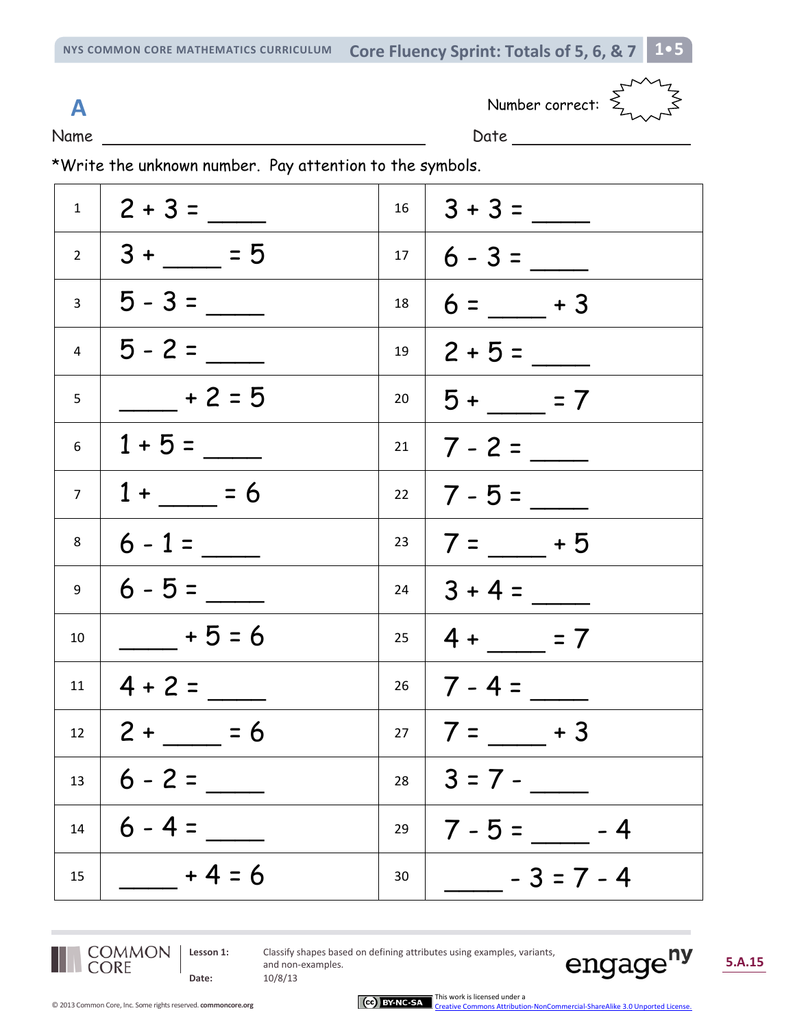# A

Number correct:

Name ______________________________ Date ____________________

*Write the unknown number. Pay attention to the symbols.

| | | | |
|---|---|---|---|
| 1 | $2 + 3 =$ ____ | 16 | $3 + 3 =$ ____ |
| 2 | $3 +$ ____ $= 5$ | 17 | $6 - 3 =$ ____ |
| 3 | $5 - 3 =$ ____ | 18 | $6 =$ ____ $+ 3$ |
| 4 | $5 - 2 =$ ____ | 19 | $2 + 5 =$ ____ |
| 5 | ____ $+ 2 = 5$ | 20 | $5 +$ ____ $= 7$ |
| 6 | $1 + 5 =$ ____ | 21 | $7 - 2 =$ ____ |
| 7 | $1 +$ ____ $= 6$ | 22 | $7 - 5 =$ ____ |
| 8 | $6 - 1 =$ ____ | 23 | $7 =$ ____ $+ 5$ |
| 9 | $6 - 5 =$ ____ | 24 | $3 + 4 =$ ____ |
| 10 | ____ $+ 5 = 6$ | 25 | $4 +$ ____ $= 7$ |
| 11 | $4 + 2 =$ ____ | 26 | $7 - 4 =$ ____ |
| 12 | $2 +$ ____ $= 6$ | 27 | $7 =$ ____ $+ 3$ |
| 13 | $6 - 2 =$ ____ | 28 | $3 = 7 -$ ____ |
| 14 | $6 - 4 =$ ____ | 29 | $7 - 5 =$ ____ $- 4$ |
| 15 | ____ $+ 4 = 6$ | 30 | ____ $- 3 = 7 - 4$ |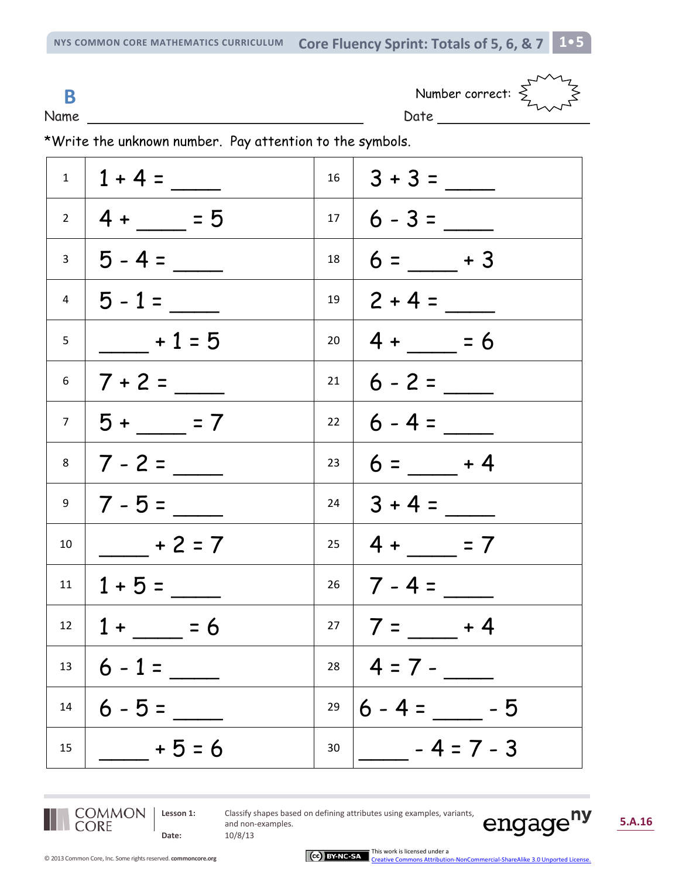**B**

Name ______________________________ Number correct: 

Date ____________

*Write the unknown number. Pay attention to the symbols.

| | | | |
|---|---|---|---|
| 1 | $1 + 4 =$ ____ | 16 | $3 + 3 =$ ____ |
| 2 | $4 +$ ____ $= 5$ | 17 | $6 - 3 =$ ____ |
| 3 | $5 - 4 =$ ____ | 18 | $6 =$ ____ $+ 3$ |
| 4 | $5 - 1 =$ ____ | 19 | $2 + 4 =$ ____ |
| 5 | ____ $+ 1 = 5$ | 20 | $4 +$ ____ $= 6$ |
| 6 | $7 + 2 =$ ____ | 21 | $6 - 2 =$ ____ |
| 7 | $5 +$ ____ $= 7$ | 22 | $6 - 4 =$ ____ |
| 8 | $7 - 2 =$ ____ | 23 | $6 =$ ____ $+ 4$ |
| 9 | $7 - 5 =$ ____ | 24 | $3 + 4 =$ ____ |
| 10 | ____ $+ 2 = 7$ | 25 | $4 +$ ____ $= 7$ |
| 11 | $1 + 5 =$ ____ | 26 | $7 - 4 =$ ____ |
| 12 | $1 +$ ____ $= 6$ | 27 | $7 =$ ____ $+ 4$ |
| 13 | $6 - 1 =$ ____ | 28 | $4 = 7 -$ ____ |
| 14 | $6 - 5 =$ ____ | 29 | $6 - 4 =$ ____ $- 5$ |
| 15 | ____ $+ 5 = 6$ | 30 | ____ $- 4 = 7 - 3$ |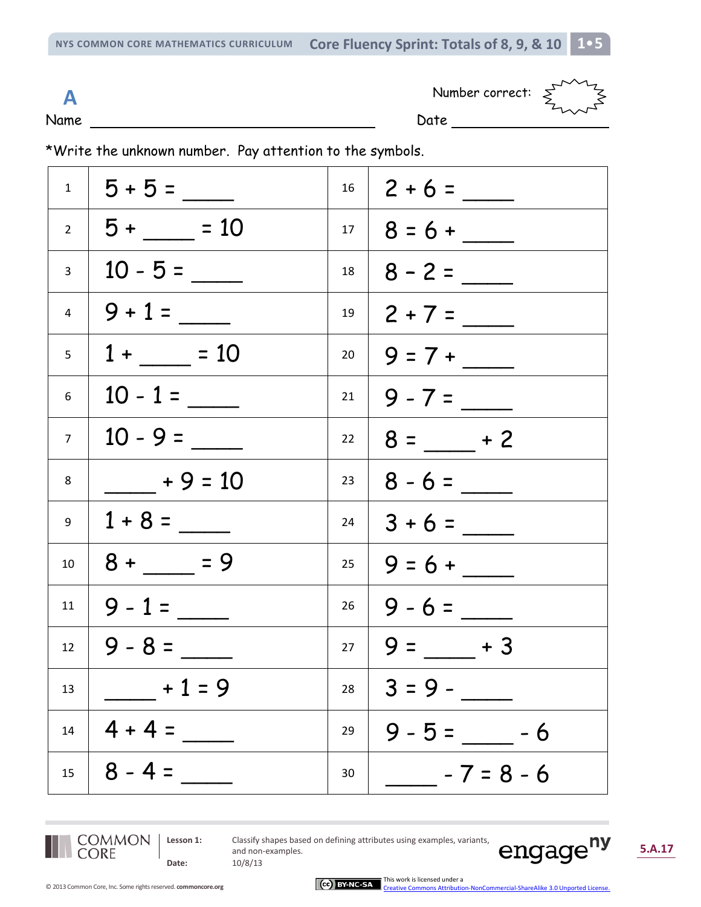# A

Name ______________________________ Number correct: ____ Date ______________

*Write the unknown number. Pay attention to the symbols.

| # | Problem | # | Problem |
|---|---|---|---|
| 1 | $5 + 5 =$ ____ | 16 | $2 + 6 =$ ____ |
| 2 | $5 +$ ____ $= 10$ | 17 | $8 = 6 +$ ____ |
| 3 | $10 - 5 =$ ____ | 18 | $8 - 2 =$ ____ |
| 4 | $9 + 1 =$ ____ | 19 | $2 + 7 =$ ____ |
| 5 | $1 +$ ____ $= 10$ | 20 | $9 = 7 +$ ____ |
| 6 | $10 - 1 =$ ____ | 21 | $9 - 7 =$ ____ |
| 7 | $10 - 9 =$ ____ | 22 | $8 =$ ____ $+ 2$ |
| 8 | ____ $+ 9 = 10$ | 23 | $8 - 6 =$ ____ |
| 9 | $1 + 8 =$ ____ | 24 | $3 + 6 =$ ____ |
| 10 | $8 +$ ____ $= 9$ | 25 | $9 = 6 +$ ____ |
| 11 | $9 - 1 =$ ____ | 26 | $9 - 6 =$ ____ |
| 12 | $9 - 8 =$ ____ | 27 | $9 =$ ____ $+ 3$ |
| 13 | ____ $+ 1 = 9$ | 28 | $3 = 9 -$ ____ |
| 14 | $4 + 4 =$ ____ | 29 | $9 - 5 =$ ____ $- 6$ |
| 15 | $8 - 4 =$ ____ | 30 | ____ $- 7 = 8 - 6$ |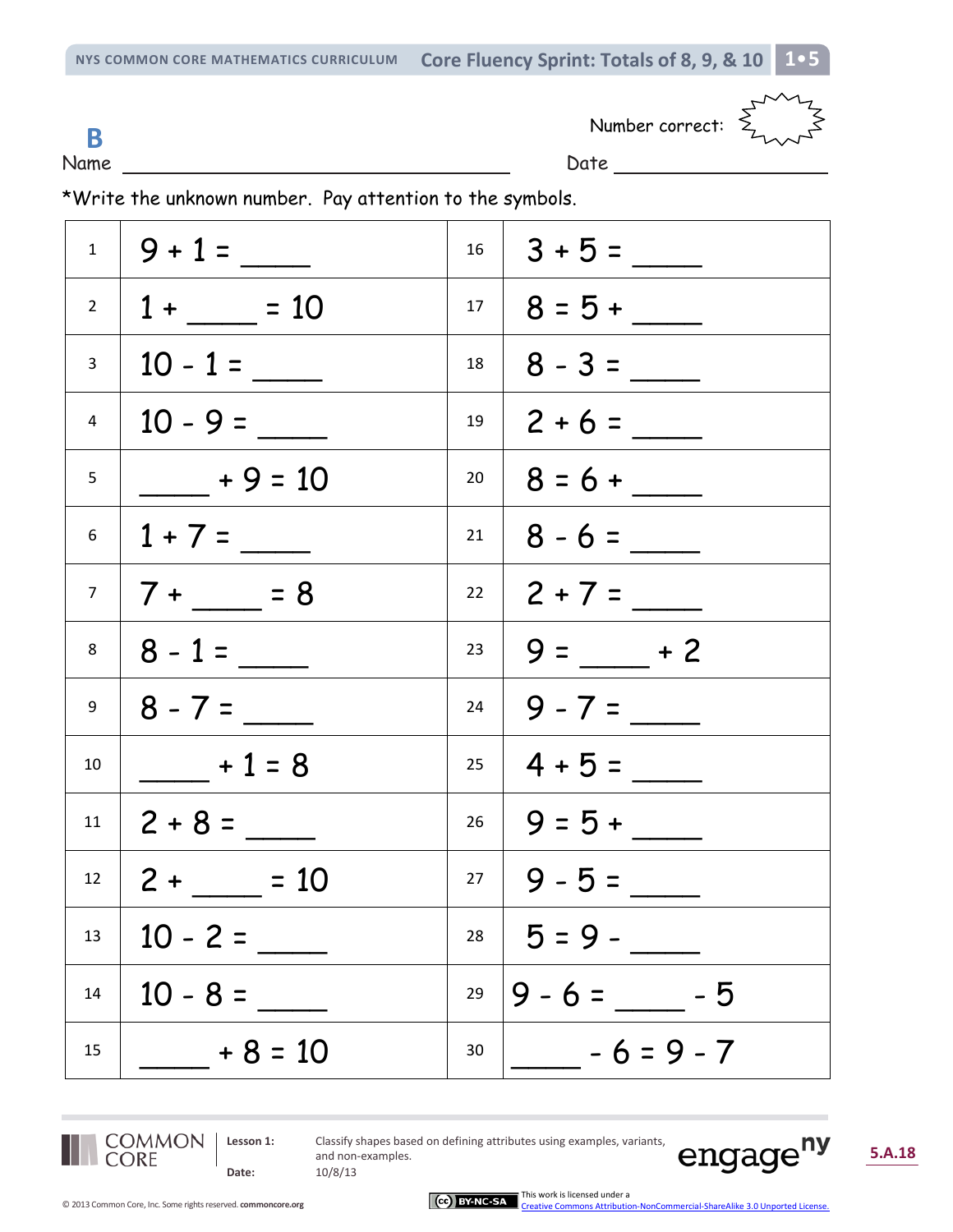# B

Name ____________________ Date ____________

Number correct:

*Write the unknown number. Pay attention to the symbols.

| | | | |
|---|---|---|---|
| 1 | 9 + 1 = ____ | 16 | 3 + 5 = ____ |
| 2 | 1 + ____ = 10 | 17 | 8 = 5 + ____ |
| 3 | 10 - 1 = ____ | 18 | 8 - 3 = ____ |
| 4 | 10 - 9 = ____ | 19 | 2 + 6 = ____ |
| 5 | ____ + 9 = 10 | 20 | 8 = 6 + ____ |
| 6 | 1 + 7 = ____ | 21 | 8 - 6 = ____ |
| 7 | 7 + ____ = 8 | 22 | 2 + 7 = ____ |
| 8 | 8 - 1 = ____ | 23 | 9 = ____ + 2 |
| 9 | 8 - 7 = ____ | 24 | 9 - 7 = ____ |
| 10 | ____ + 1 = 8 | 25 | 4 + 5 = ____ |
| 11 | 2 + 8 = ____ | 26 | 9 = 5 + ____ |
| 12 | 2 + ____ = 10 | 27 | 9 - 5 = ____ |
| 13 | 10 - 2 = ____ | 28 | 5 = 9 - ____ |
| 14 | 10 - 8 = ____ | 29 | 9 - 6 = ____ - 5 |
| 15 | ____ + 8 = 10 | 30 | ____ - 6 = 9 - 7 |